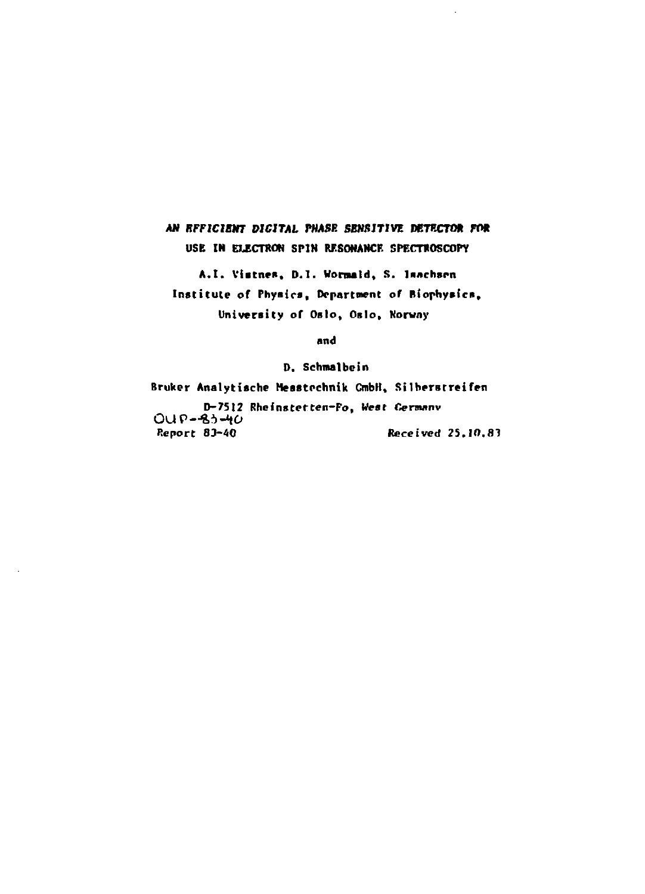# AN EFFICIENT DIGITAL PHASE SENSITIVE DETECTOR FOR USE IN ELECTRON SPIN RESONANCE SPECTROSCOPY

A.I. Vistnes, D.I. Wormald, S. Isachsen
Institute of Physics, Department of Biophysics,
University of Oslo, Oslo, Norway

and

D. Schmalbein

Bruker Analytische Messtechnik GmbH, Silberstreifen
D-7512 Rheinstetten-Fo, West Germany

OUP-83-40
Report 83-40 Received 25.10.83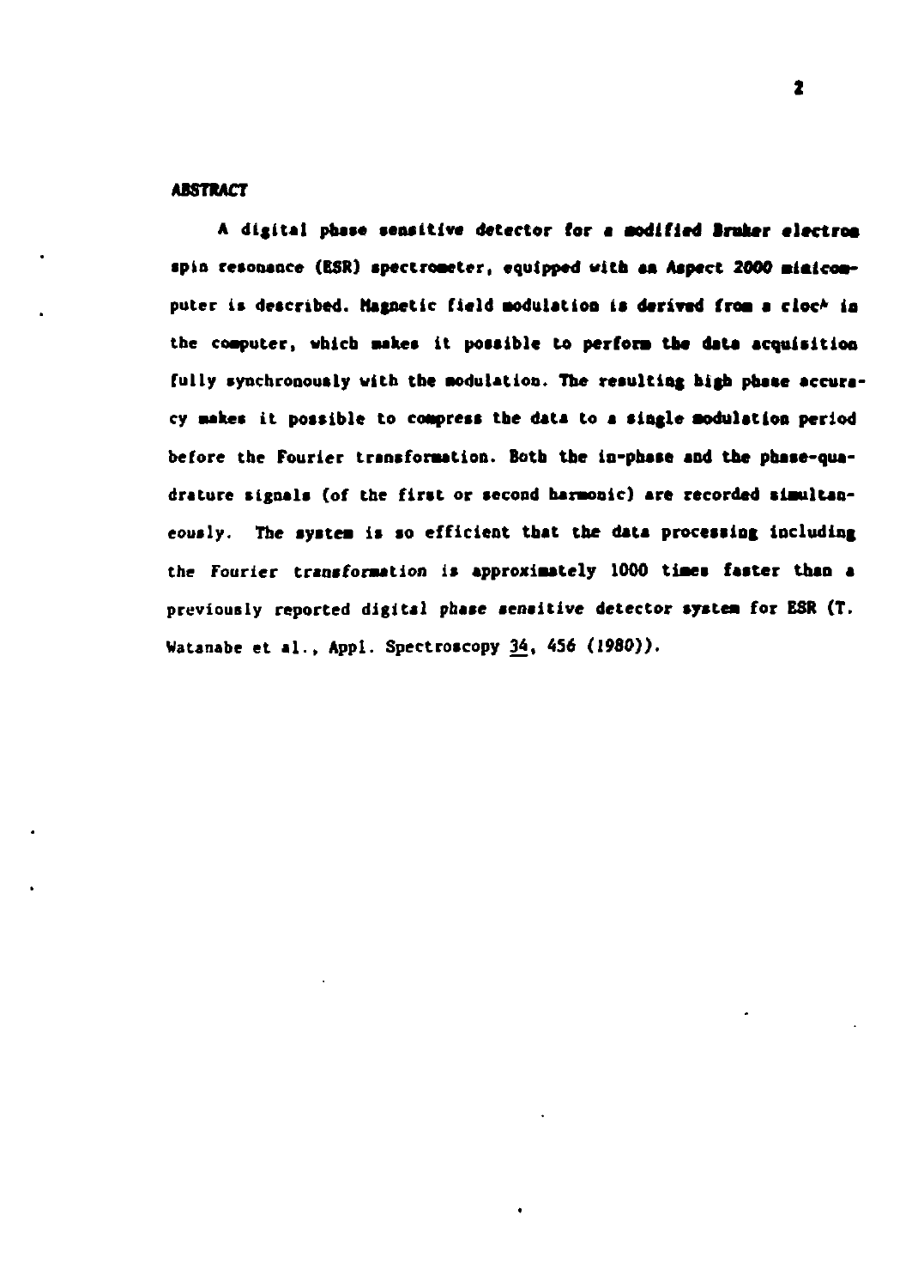## ABSTRACT

A digital phase sensitive detector for a modified Bruker electron spin resonance (ESR) spectrometer, equipped with an Aspect 2000 minicomputer is described. Magnetic field modulation is derived from a clock in the computer, which makes it possible to perform the data acquisition fully synchronously with the modulation. The resulting high phase accuracy makes it possible to compress the data to a single modulation period before the Fourier transformation. Both the in-phase and the phase-quadrature signals (of the first or second harmonic) are recorded simultaneously. The system is so efficient that the data processing including the Fourier transformation is approximately 1000 times faster than a previously reported digital phase sensitive detector system for ESR (T. Watanabe et al., Appl. Spectroscopy 34, 456 (1980)).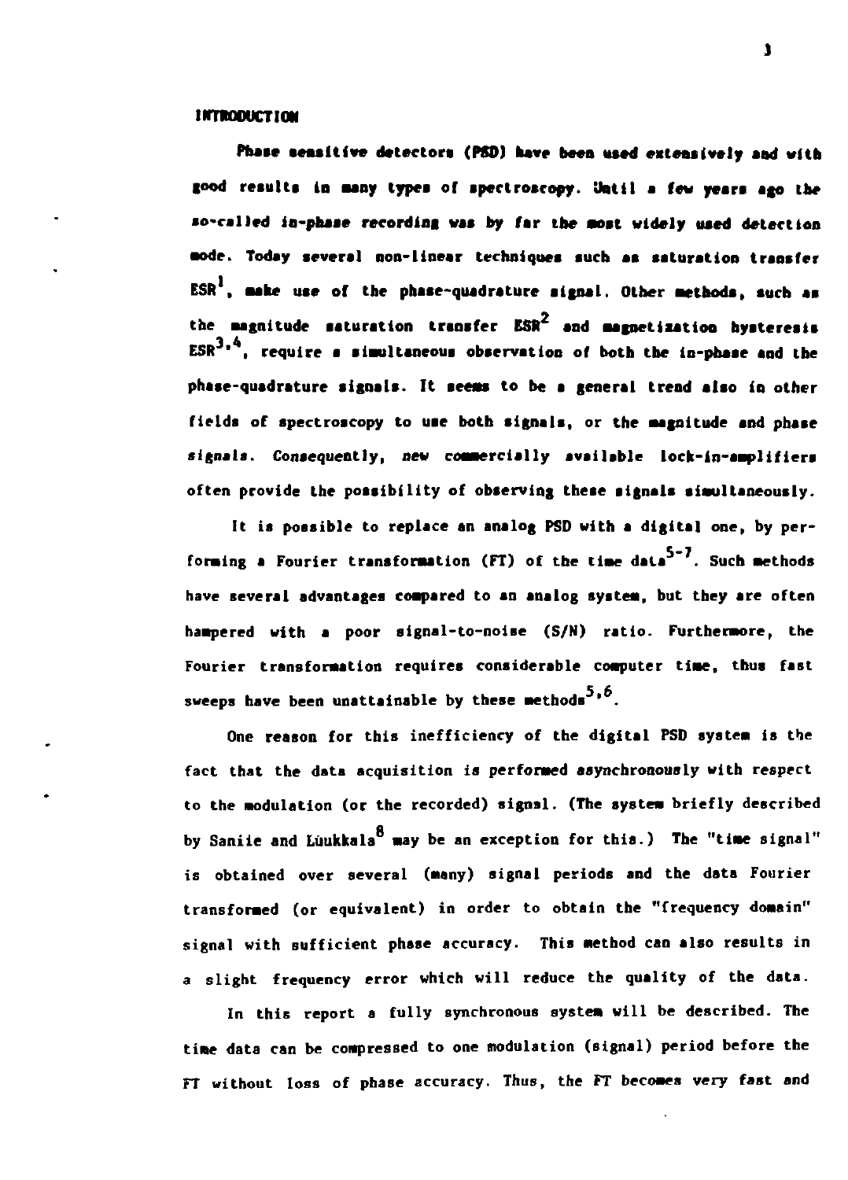## INTRODUCTION

Phase sensitive detectors (PSD) have been used extensively and with good results in many types of spectroscopy. Until a few years ago the so-called in-phase recording was by far the most widely used detection mode. Today several non-linear techniques such as saturation transfer ESR[1], make use of the phase-quadrature signal. Other methods, such as the magnitude saturation transfer ESR[2] and magnetization hysteresis ESR[3,4], require a simultaneous observation of both the in-phase and the phase-quadrature signals. It seems to be a general trend also in other fields of spectroscopy to use both signals, or the magnitude and phase signals. Consequently, new commercially available lock-in-amplifiers often provide the possibility of observing these signals simultaneously.

It is possible to replace an analog PSD with a digital one, by performing a Fourier transformation (FT) of the time data[5-7]. Such methods have several advantages compared to an analog system, but they are often hampered with a poor signal-to-noise (S/N) ratio. Furthermore, the Fourier transformation requires considerable computer time, thus fast sweeps have been unattainable by these methods[5,6].

One reason for this inefficiency of the digital PSD system is the fact that the data acquisition is performed asynchronously with respect to the modulation (or the recorded) signal. (The system briefly described by Saniie and Luukkala[8] may be an exception for this.) The "time signal" is obtained over several (many) signal periods and the data Fourier transformed (or equivalent) in order to obtain the "frequency domain" signal with sufficient phase accuracy. This method can also results in a slight frequency error which will reduce the quality of the data.

In this report a fully synchronous system will be described. The time data can be compressed to one modulation (signal) period before the FT without loss of phase accuracy. Thus, the FT becomes very fast and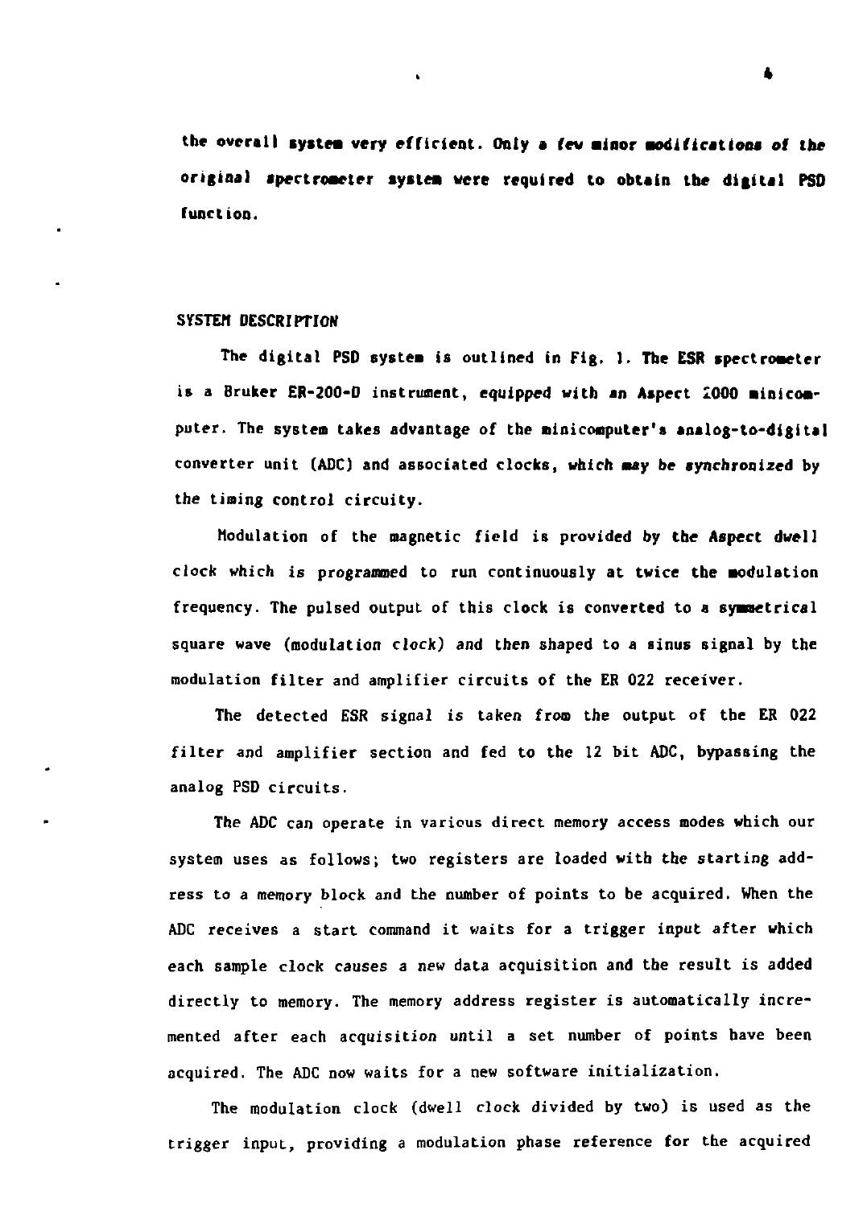the overall system very efficient. Only a few minor modifications of the original spectrometer system were required to obtain the digital PSD function.

## SYSTEM DESCRIPTION

The digital PSD system is outlined in Fig. 1. The ESR spectrometer is a Bruker ER-200-D instrument, equipped with an Aspect 2000 minicomputer. The system takes advantage of the minicomputer's analog-to-digital converter unit (ADC) and associated clocks, which may be synchronized by the timing control circuity.

Modulation of the magnetic field is provided by the Aspect dwell clock which is programmed to run continuously at twice the modulation frequency. The pulsed output of this clock is converted to a symmetrical square wave (modulation clock) and then shaped to a sinus signal by the modulation filter and amplifier circuits of the ER 022 receiver.

The detected ESR signal is taken from the output of the ER 022 filter and amplifier section and fed to the 12 bit ADC, bypassing the analog PSD circuits.

The ADC can operate in various direct memory access modes which our system uses as follows; two registers are loaded with the starting address to a memory block and the number of points to be acquired. When the ADC receives a start command it waits for a trigger input after which each sample clock causes a new data acquisition and the result is added directly to memory. The memory address register is automatically incremented after each acquisition until a set number of points have been acquired. The ADC now waits for a new software initialization.

The modulation clock (dwell clock divided by two) is used as the trigger input, providing a modulation phase reference for the acquired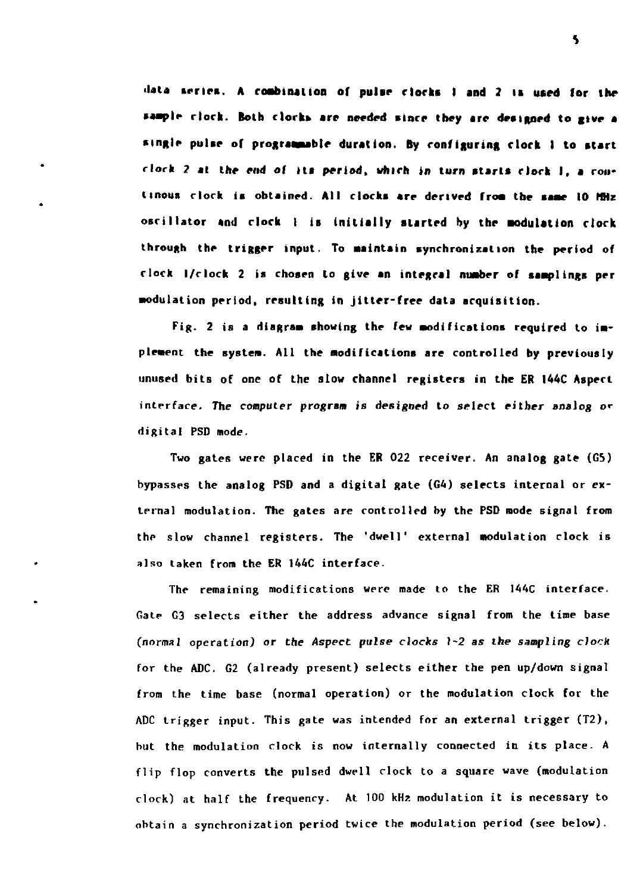data series. A combination of pulse clocks 1 and 2 is used for the sample clock. Both clocks are needed since they are designed to give a single pulse of programmable duration. By configuring clock 1 to start clock 2 at the end of its period, which in turn starts clock 1, a continous clock is obtained. All clocks are derived from the same 10 MHz oscillator and clock 1 is initially started by the modulation clock through the trigger input. To maintain synchronization the period of clock 1/clock 2 is chosen to give an integral number of samplings per modulation period, resulting in jitter-free data acquisition.

Fig. 2 is a diagram showing the few modifications required to implement the system. All the modifications are controlled by previously unused bits of one of the slow channel registers in the ER 144C Aspect interface. The computer program is designed to select either analog or digital PSD mode.

Two gates were placed in the ER 022 receiver. An analog gate (G5) bypasses the analog PSD and a digital gate (G4) selects internal or external modulation. The gates are controlled by the PSD mode signal from the slow channel registers. The 'dwell' external modulation clock is also taken from the ER 144C interface.

The remaining modifications were made to the ER 144C interface. Gate G3 selects either the address advance signal from the time base (normal operation) or the Aspect pulse clocks 1-2 as the sampling clock for the ADC. G2 (already present) selects either the pen up/down signal from the time base (normal operation) or the modulation clock for the ADC trigger input. This gate was intended for an external trigger (T2), but the modulation clock is now internally connected in its place. A flip flop converts the pulsed dwell clock to a square wave (modulation clock) at half the frequency. At 100 kHz modulation it is necessary to obtain a synchronization period twice the modulation period (see below).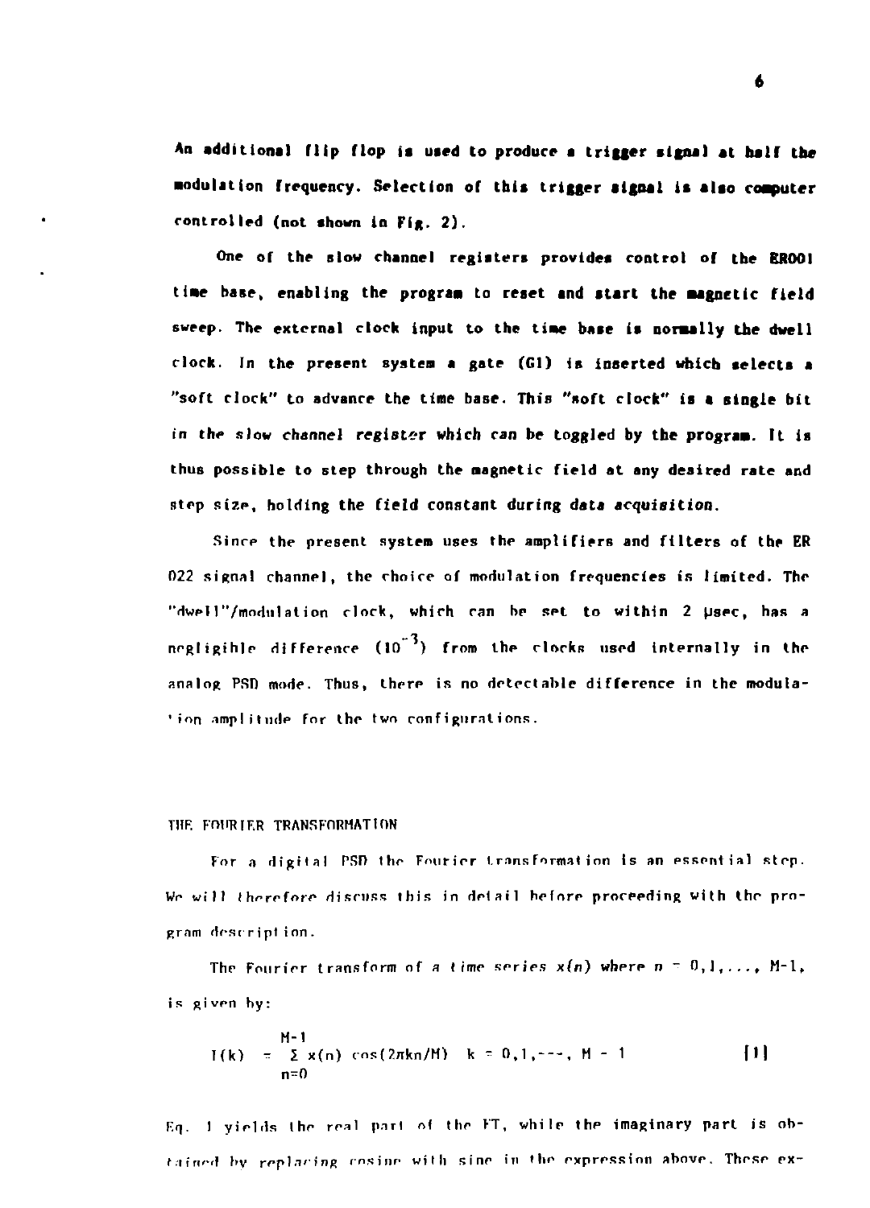An additional flip flop is used to produce a trigger signal at half the modulation frequency. Selection of this trigger signal is also computer controlled (not shown in Fig. 2).

One of the slow channel registers provides control of the ER001 time base, enabling the program to reset and start the magnetic field sweep. The external clock input to the time base is normally the dwell clock. In the present system a gate (G1) is inserted which selects a "soft clock" to advance the time base. This "soft clock" is a single bit in the slow channel register which can be toggled by the program. It is thus possible to step through the magnetic field at any desired rate and step size, holding the field constant during data acquisition.

Since the present system uses the amplifiers and filters of the ER 022 signal channel, the choice of modulation frequencies is limited. The "dwell"/modulation clock, which can be set to within 2 μsec, has a negligible difference ($10^{-3}$) from the clocks used internally in the analog PSD mode. Thus, there is no detectable difference in the modulation amplitude for the two configurations.

## THE FOURIER TRANSFORMATION

For a digital PSD the Fourier transformation is an essential step. We will therefore discuss this in detail before proceeding with the program description.

The Fourier transform of a time series $x(n)$ where $n = 0,1,\ldots, M-1$, is given by:

$$I(k) = \sum_{n=0}^{M-1} x(n) \cos(2\pi kn/M) \quad k = 0,1,\cdots, M-1 \qquad [1]$$

Eq. 1 yields the real part of the FT, while the imaginary part is obtained by replacing cosine with sine in the expression above. These ex-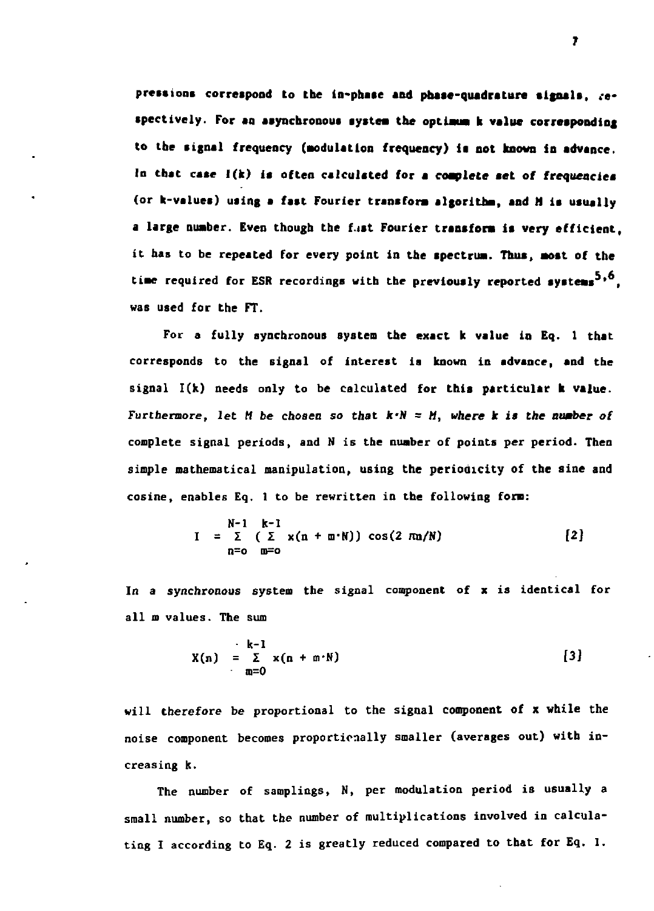pressions correspond to the in-phase and phase-quadrature signals, respectively. For an asynchronous system the optimum k value corresponding to the signal frequency (modulation frequency) is not known in advance. In that case *I(k) is often calculated for a complete set of frequencies* (or k-values) using a fast Fourier transform algorithm, and M is usually a large number. Even though the fast Fourier transform is very efficient, it has to be repeated for every point in the spectrum. Thus, most of the time required for ESR recordings with the previously reported systems[5,6], was used for the FT.

For a fully synchronous system the exact k value in Eq. 1 that corresponds to the signal of interest is known in advance, and the signal I(k) needs only to be calculated for this particular k value. *Furthermore, let M be chosen so that $k \cdot N = M$, where k is the number of* complete signal periods, and N is the number of points per period. Then simple mathematical manipulation, using the periodicity of the sine and cosine, enables Eq. 1 to be rewritten in the following form:

$$I = \sum_{n=0}^{N-1} \left( \sum_{m=0}^{k-1} x(n + m \cdot N) \right) \cos(2 \pi n/N) \qquad [2]$$

In a *synchronous* system the signal component of x is identical for all m values. The sum

$$X(n) = \sum_{m=0}^{k-1} x(n + m \cdot N) \qquad [3]$$

will therefore be proportional to the signal component of x while the noise component becomes proportionally smaller (averages out) with increasing k.

The number of samplings, N, per modulation period is usually a small number, so that the number of multiplications involved in calculating I according to Eq. 2 is greatly reduced compared to that for Eq. 1.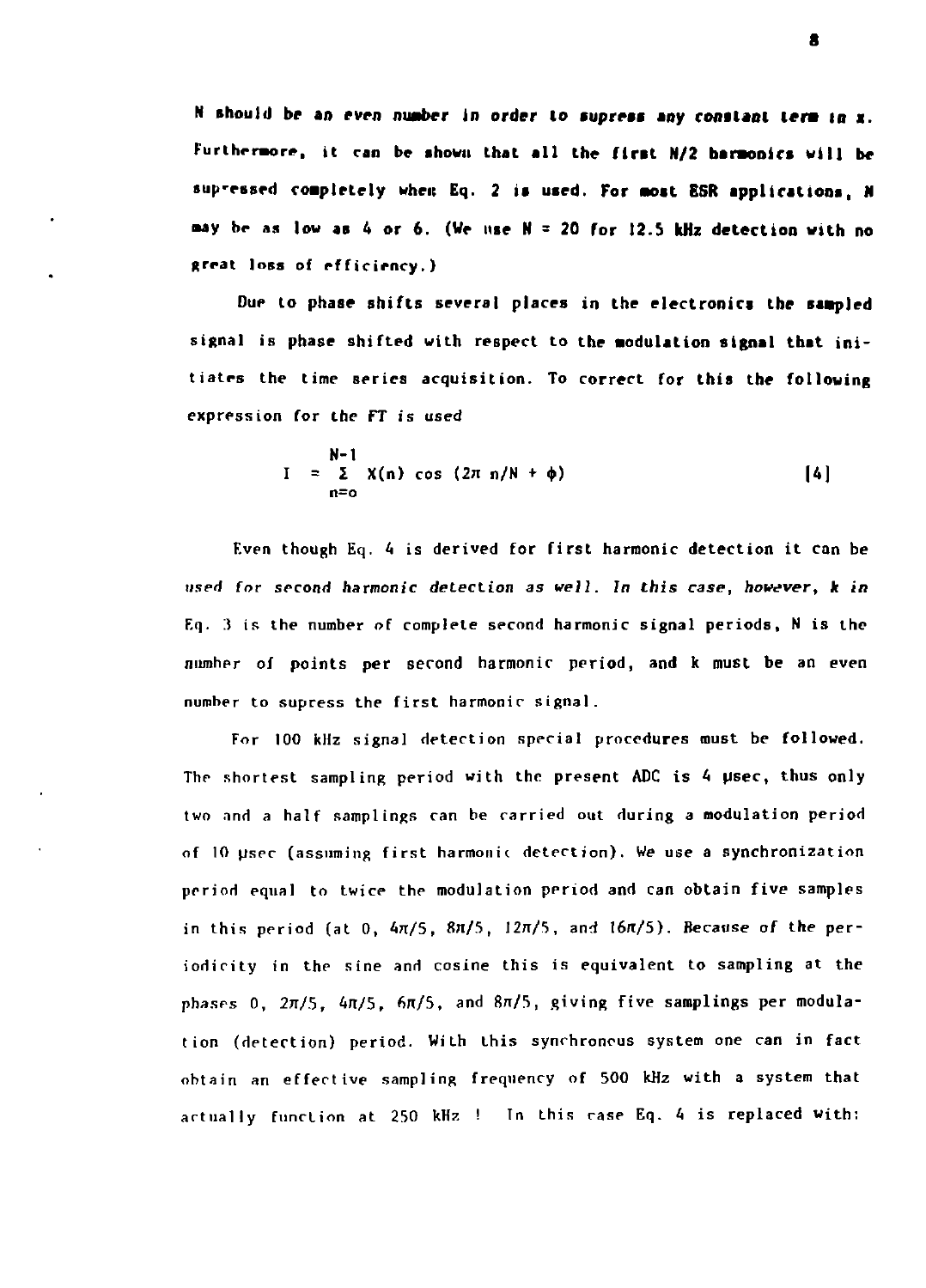N should be an even number in order to supress any constant term in x. Furthermore, it can be shown that all the first N/2 harmonics will be supressed completely when Eq. 2 is used. For most ESR applications, N may be as low as 4 or 6. (We use N = 20 for 12.5 kHz detection with no great loss of efficiency.)

Due to phase shifts several places in the electronics the sampled signal is phase shifted with respect to the modulation signal that initiates the time series acquisition. To correct for this the following expression for the FT is used

$$I = \sum_{n=0}^{N-1} X(n) \cos(2\pi n/N + \phi) \qquad [4]$$

Even though Eq. 4 is derived for first harmonic detection it can be used for second harmonic detection as well. In this case, however, k in Eq. 3 is the number of complete second harmonic signal periods, N is the number of points per second harmonic period, and k must be an even number to supress the first harmonic signal.

For 100 kHz signal detection special procedures must be followed. The shortest sampling period with the present ADC is 4 μsec, thus only two and a half samplings can be carried out during a modulation period of 10 μsec (assuming first harmonic detection). We use a synchronization period equal to twice the modulation period and can obtain five samples in this period (at 0, $4\pi/5$, $8\pi/5$, $12\pi/5$, and $16\pi/5$). Because of the periodicity in the sine and cosine this is equivalent to sampling at the phases 0, $2\pi/5$, $4\pi/5$, $6\pi/5$, and $8\pi/5$, giving five samplings per modulation (detection) period. With this synchronous system one can in fact obtain an effective sampling frequency of 500 kHz with a system that actually function at 250 kHz ! In this case Eq. 4 is replaced with: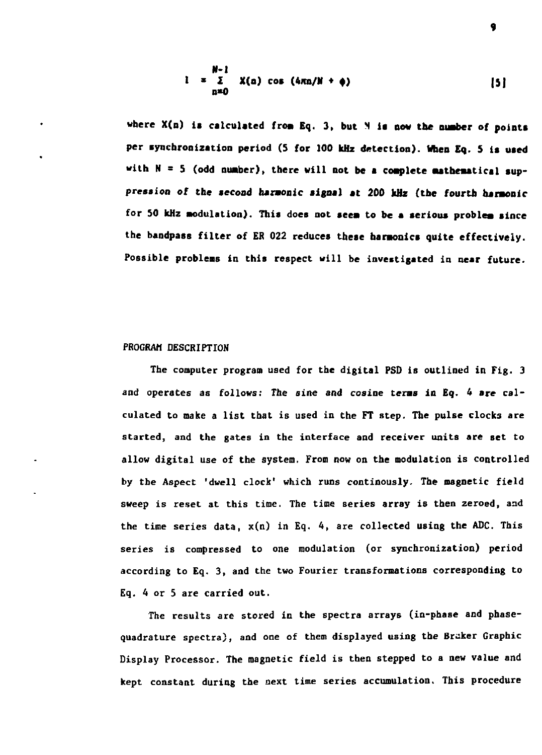$$I = \sum_{n=0}^{N-1} X(n) \cos(4\pi n/N + \phi) \qquad [5]$$

where $X(n)$ is calculated from Eq. 3, but $N$ is now the number of points per synchronization period (5 for 100 kHz detection). When Eq. 5 is used with $N = 5$ (odd number), there will not be a complete mathematical suppression of the second harmonic signal at 200 kHz (the fourth harmonic for 50 kHz modulation). This does not seem to be a serious problem since the bandpass filter of ER 022 reduces these harmonics quite effectively. Possible problems in this respect will be investigated in near future.

## PROGRAM DESCRIPTION

The computer program used for the digital PSD is outlined in Fig. 3 and operates as follows: The sine and cosine terms in Eq. 4 are calculated to make a list that is used in the FT step. The pulse clocks are started, and the gates in the interface and receiver units are set to allow digital use of the system. From now on the modulation is controlled by the Aspect 'dwell clock' which runs continously. The magnetic field sweep is reset at this time. The time series array is then zeroed, and the time series data, $x(n)$ in Eq. 4, are collected using the ADC. This series is compressed to one modulation (or synchronization) period according to Eq. 3, and the two Fourier transformations corresponding to Eq. 4 or 5 are carried out.

The results are stored in the spectra arrays (in-phase and phase-quadrature spectra), and one of them displayed using the Bruker Graphic Display Processor. The magnetic field is then stepped to a new value and kept constant during the next time series accumulation. This procedure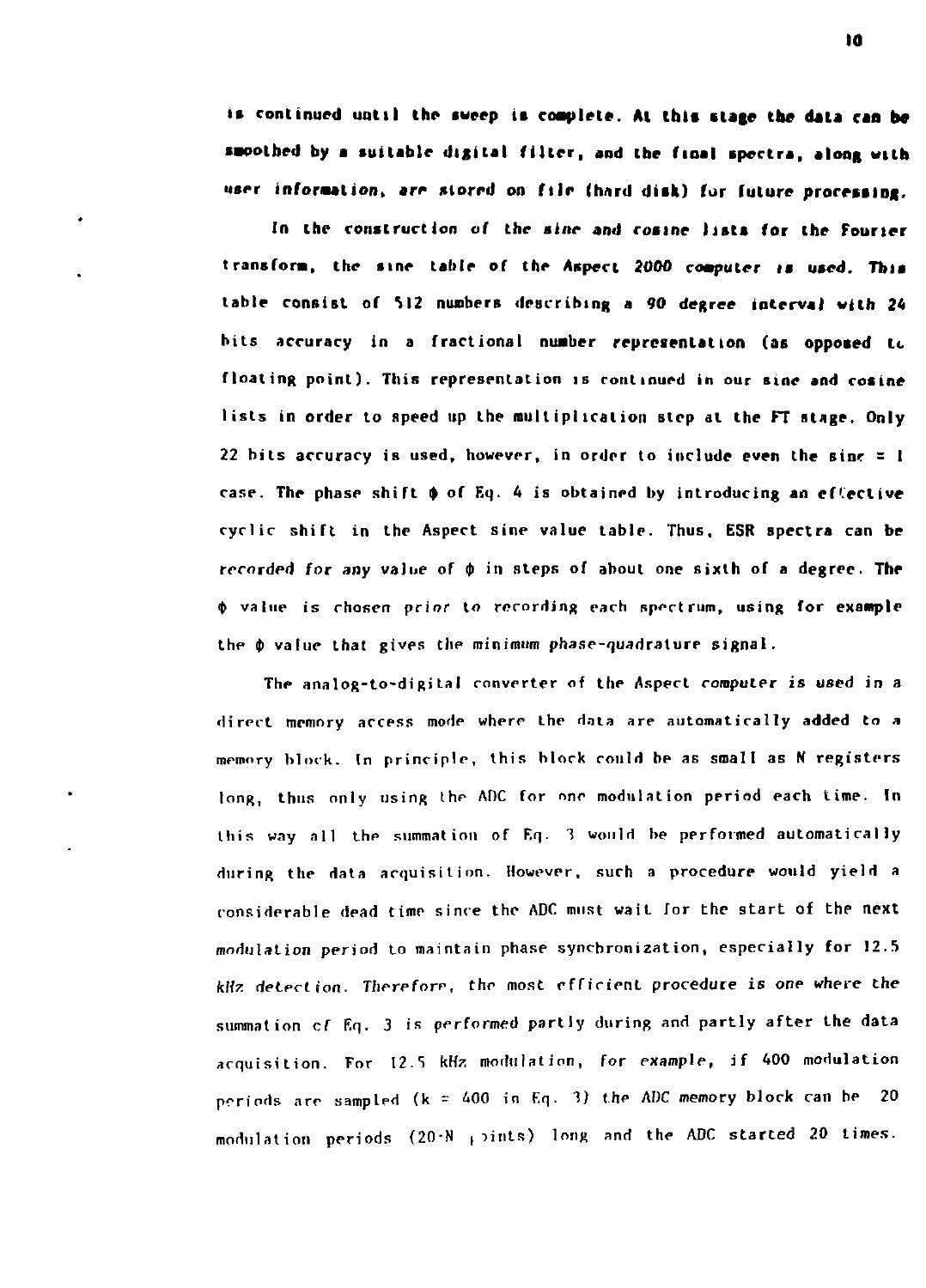is continued until the sweep is complete. At this stage the data can be smoothed by a suitable digital filter, and the final spectra, along with user information, are stored on file (hard disk) for future processing.

In the construction of the sine and cosine lists for the Fourier transform, the sine table of the Aspect 2000 computer is used. This table consist of 512 numbers describing a 90 degree interval with 24 bits accuracy in a fractional number representation (as opposed to floating point). This representation is continued in our sine and cosine lists in order to speed up the multiplication step at the FT stage. Only 22 bits accuracy is used, however, in order to include even the sine = 1 case. The phase shift $\phi$ of Eq. 4 is obtained by introducing an effective cyclic shift in the Aspect sine value table. Thus, ESR spectra can be recorded for any value of $\phi$ in steps of about one sixth of a degree. The $\phi$ value is chosen prior to recording each spectrum, using for example the $\phi$ value that gives the minimum phase-quadrature signal.

The analog-to-digital converter of the Aspect computer is used in a direct memory access mode where the data are automatically added to a memory block. In principle, this block could be as small as N registers long, thus only using the ADC for one modulation period each time. In this way all the summation of Eq. 3 would be performed automatically during the data acquisition. However, such a procedure would yield a considerable dead time since the ADC must wait for the start of the next modulation period to maintain phase synchronization, especially for 12.5 kHz detection. Therefore, the most efficient procedure is one where the summation of Eq. 3 is performed partly during and partly after the data acquisition. For 12.5 kHz modulation, for example, if 400 modulation periods are sampled ($k = 400$ in Eq. 3) the ADC memory block can be 20 modulation periods ($20 \cdot N$ points) long and the ADC started 20 times.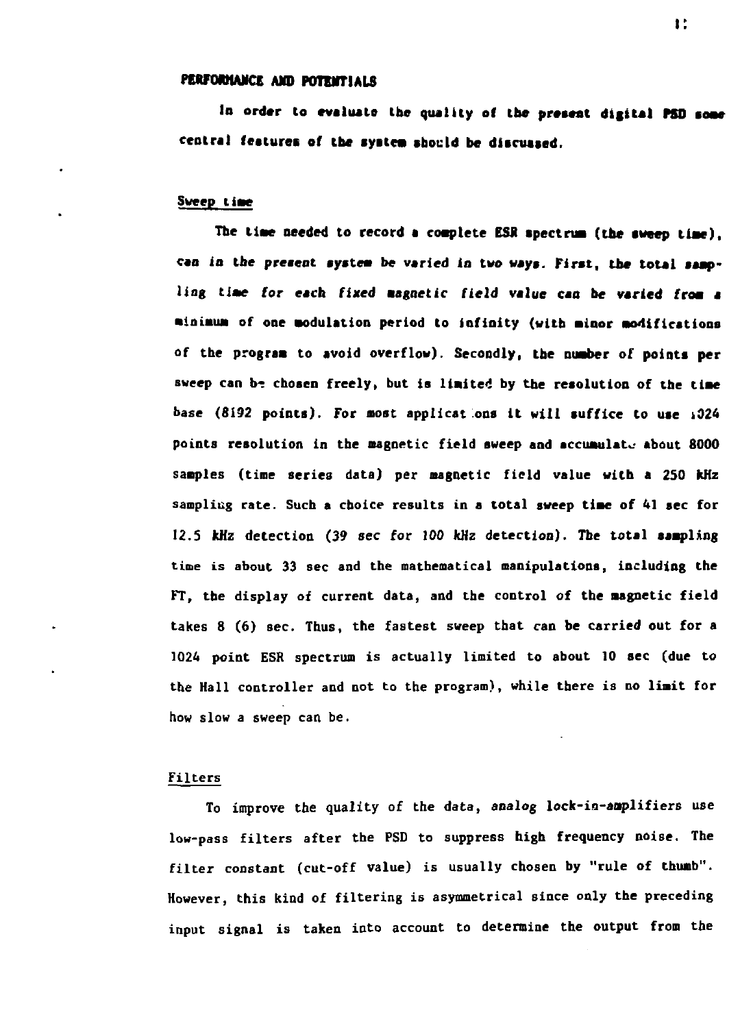## PERFORMANCE AND POTENTIALS

In order to evaluate the quality of the present digital PSD some central features of the system should be discussed.

### Sweep time

The time needed to record a complete ESR spectrum (the sweep time), can in the present system be varied in two ways. First, the total sampling time for each fixed magnetic field value can be varied from a minimum of one modulation period to infinity (with minor modifications of the program to avoid overflow). Secondly, the number of points per sweep can be chosen freely, but is limited by the resolution of the time base (8192 points). For most applications it will suffice to use 1024 points resolution in the magnetic field sweep and accumulate about 8000 samples (time series data) per magnetic field value with a 250 kHz sampling rate. Such a choice results in a total sweep time of 41 sec for 12.5 kHz detection (39 sec for 100 kHz detection). The total sampling time is about 33 sec and the mathematical manipulations, including the FT, the display of current data, and the control of the magnetic field takes 8 (6) sec. Thus, the fastest sweep that can be carried out for a 1024 point ESR spectrum is actually limited to about 10 sec (due to the Hall controller and not to the program), while there is no limit for how slow a sweep can be.

### Filters

To improve the quality of the data, analog lock-in-amplifiers use low-pass filters after the PSD to suppress high frequency noise. The filter constant (cut-off value) is usually chosen by "rule of thumb". However, this kind of filtering is asymmetrical since only the preceding input signal is taken into account to determine the output from the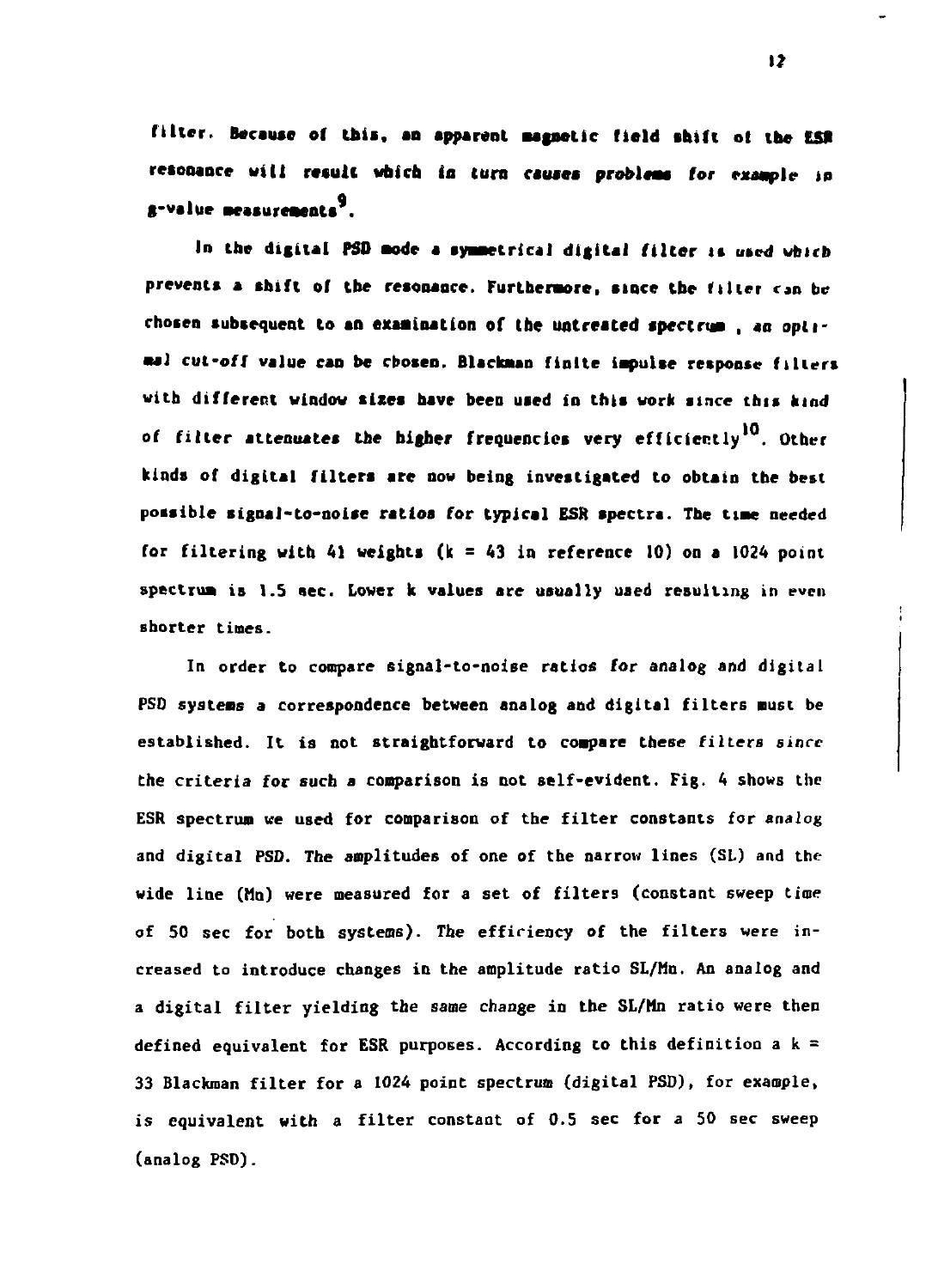filter. Because of this, an apparent magnetic field shift of the ESR resonance will result which in turn causes problems for example in g-value measurements[9].

In the digital PSD mode a symmetrical digital filter is used which prevents a shift of the resonance. Furthermore, since the filter can be chosen subsequent to an examination of the untreated spectrum, an optimal cut-off value can be chosen. Blackman finite impulse response filters with different window sizes have been used in this work since this kind of filter attenuates the higher frequencies very efficiently[10]. Other kinds of digital filters are now being investigated to obtain the best possible signal-to-noise ratios for typical ESR spectra. The time needed for filtering with 41 weights ($k = 43$ in reference 10) on a 1024 point spectrum is 1.5 sec. Lower k values are usually used resulting in even shorter times.

In order to compare signal-to-noise ratios for analog and digital PSD systems a correspondence between analog and digital filters must be established. It is not straightforward to compare these filters since the criteria for such a comparison is not self-evident. Fig. 4 shows the ESR spectrum we used for comparison of the filter constants for analog and digital PSD. The amplitudes of one of the narrow lines (SL) and the wide line (Mn) were measured for a set of filters (constant sweep time of 50 sec for both systems). The efficiency of the filters were increased to introduce changes in the amplitude ratio SL/Mn. An analog and a digital filter yielding the same change in the SL/Mn ratio were then defined equivalent for ESR purposes. According to this definition a $k = 33$ Blackman filter for a 1024 point spectrum (digital PSD), for example, is equivalent with a filter constant of 0.5 sec for a 50 sec sweep (analog PSD).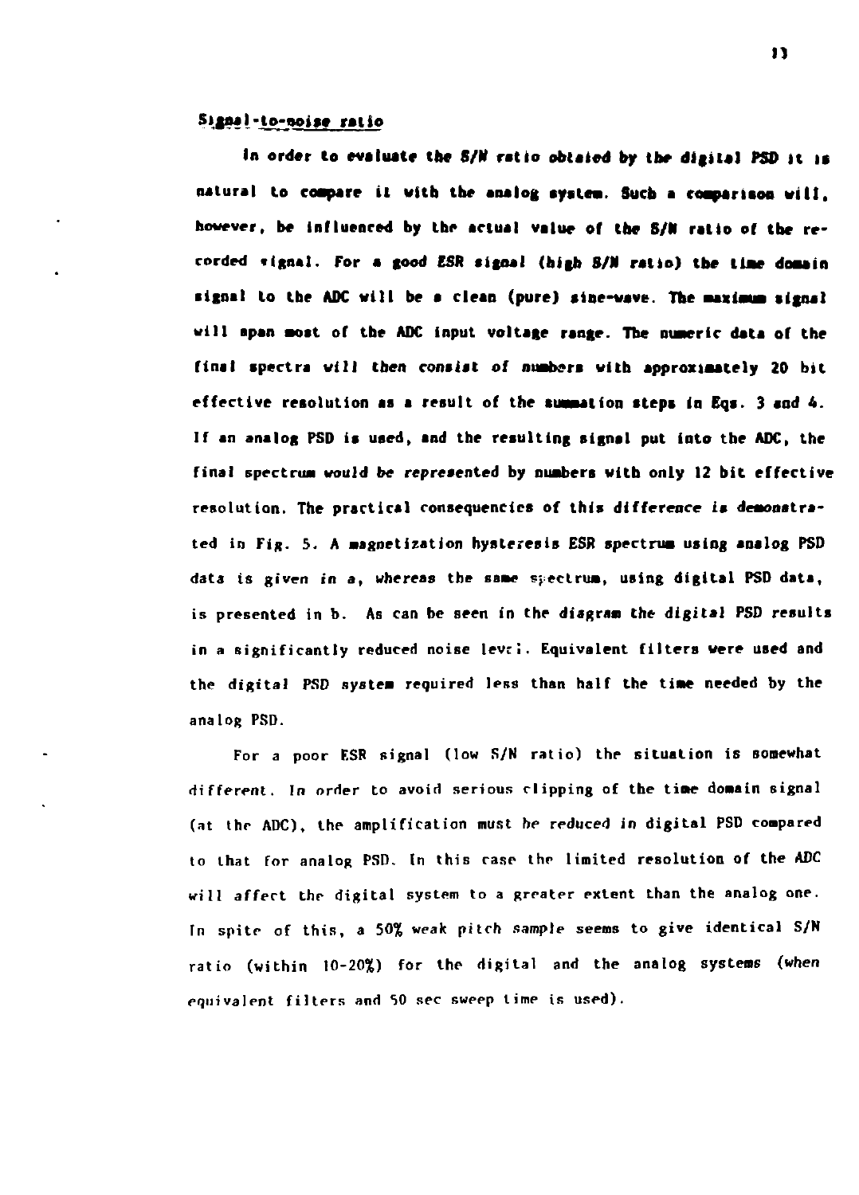## Signal-to-noise ratio

In order to evaluate the S/N ratio obtaied by the digital PSD it is natural to compare it with the analog system. Such a comparison will, however, be influenced by the actual value of the S/N ratio of the recorded signal. For a good ESR signal (high S/N ratio) the time domain signal to the ADC will be a clean (pure) sine-wave. The maximum signal will span most of the ADC input voltage range. The numeric data of the final spectra will then consist of numbers with approximately 20 bit effective resolution as a result of the summation steps in Eqs. 3 and 4. If an analog PSD is used, and the resulting signal put into the ADC, the final spectrum would be represented by numbers with only 12 bit effective resolution. The practical consequencies of this difference is demonstrated in Fig. 5. A magnetization hysteresis ESR spectrum using analog PSD data is given in a, whereas the same spectrum, using digital PSD data, is presented in b. As can be seen in the diagram the digital PSD results in a significantly reduced noise level. Equivalent filters were used and the digital PSD system required less than half the time needed by the analog PSD.

For a poor ESR signal (low S/N ratio) the situation is somewhat different. In order to avoid serious clipping of the time domain signal (at the ADC), the amplification must be reduced in digital PSD compared to that for analog PSD. In this case the limited resolution of the ADC will affect the digital system to a greater extent than the analog one. In spite of this, a 50% weak pitch sample seems to give identical S/N ratio (within 10-20%) for the digital and the analog systems (when equivalent filters and 50 sec sweep time is used).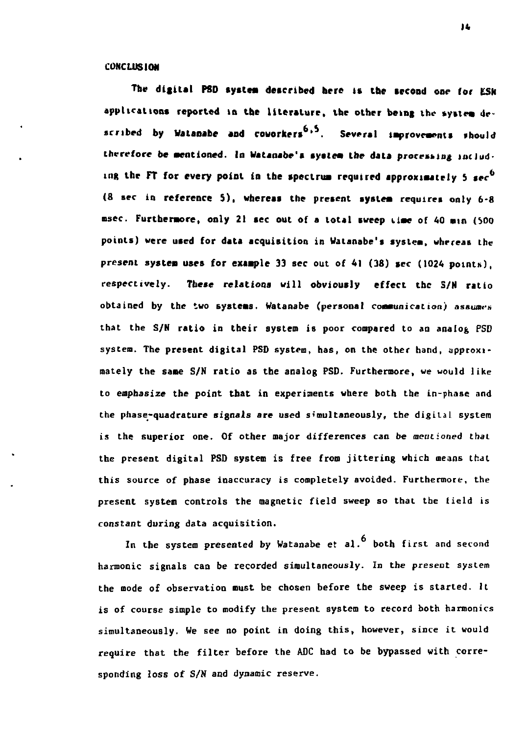## CONCLUSION

The digital PSD system described here is the second one for ESR applications reported in the literature, the other being the system described by Watanabe and coworkers[6,5]. Several improvements should therefore be mentioned. In Watanabe's system the data processing including the FT for every point in the spectrum required approximately 5 sec[6] (8 sec in reference 5), whereas the present system requires only 6-8 msec. Furthermore, only 21 sec out of a total sweep time of 40 min (500 points) were used for data acquisition in Watanabe's system, whereas the present system uses for example 33 sec out of 41 (38) sec (1024 points), respectively. These relations will obviously effect the S/N ratio obtained by the two systems. Watanabe (personal communication) assumes that the S/N ratio in their system is poor compared to an analog PSD system. The present digital PSD system, has, on the other hand, approximately the same S/N ratio as the analog PSD. Furthermore, we would like to emphasize the point that in experiments where both the in-phase and the phase-quadrature signals are used simultaneously, the digital system is the superior one. Of other major differences can be mentioned that the present digital PSD system is free from jittering which means that this source of phase inaccuracy is completely avoided. Furthermore, the present system controls the magnetic field sweep so that the field is constant during data acquisition.

In the system presented by Watanabe et al.[6] both first and second harmonic signals can be recorded simultaneously. In the present system the mode of observation must be chosen before the sweep is started. It is of course simple to modify the present system to record both harmonics simultaneously. We see no point in doing this, however, since it would require that the filter before the ADC had to be bypassed with corresponding loss of S/N and dynamic reserve.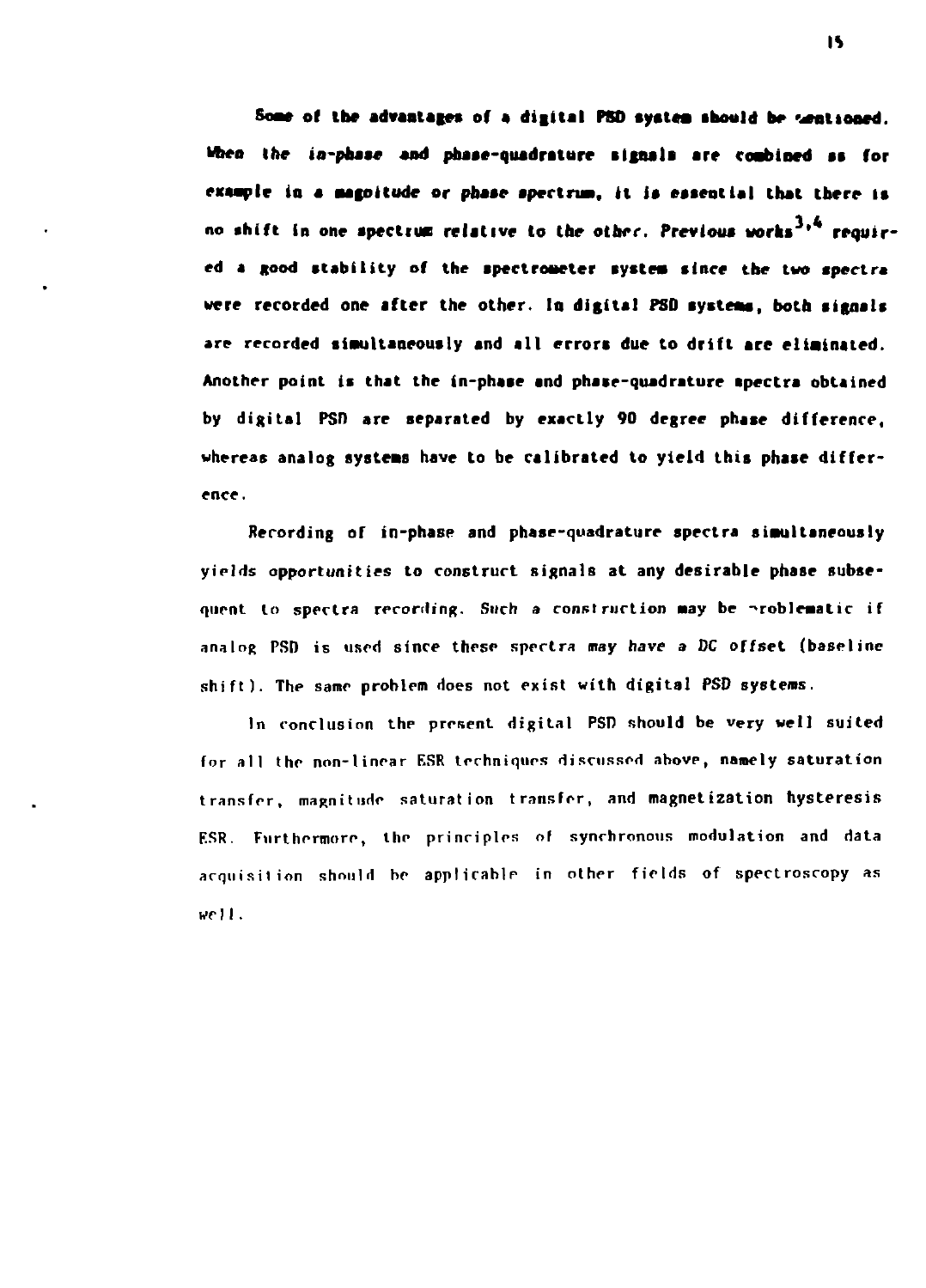Some of the advantages of a digital PSD system should be mentioned. When the in-phase and phase-quadrature signals are combined as for example in a magnitude or phase spectrum, it is essential that there is no shift in one spectrum relative to the other. Previous works[3,4] required a good stability of the spectrometer system since the two spectra were recorded one after the other. In digital PSD systems, both signals are recorded simultaneously and all errors due to drift are eliminated. Another point is that the in-phase and phase-quadrature spectra obtained by digital PSD are separated by exactly 90 degree phase difference, whereas analog systems have to be calibrated to yield this phase difference.

Recording of in-phase and phase-quadrature spectra simultaneously yields opportunities to construct signals at any desirable phase subsequent to spectra recording. Such a construction may be problematic if analog PSD is used since these spectra may have a DC offset (baseline shift). The same problem does not exist with digital PSD systems.

In conclusion the present digital PSD should be very well suited for all the non-linear ESR techniques discussed above, namely saturation transfer, magnitude saturation transfer, and magnetization hysteresis ESR. Furthermore, the principles of synchronous modulation and data acquisition should be applicable in other fields of spectroscopy as well.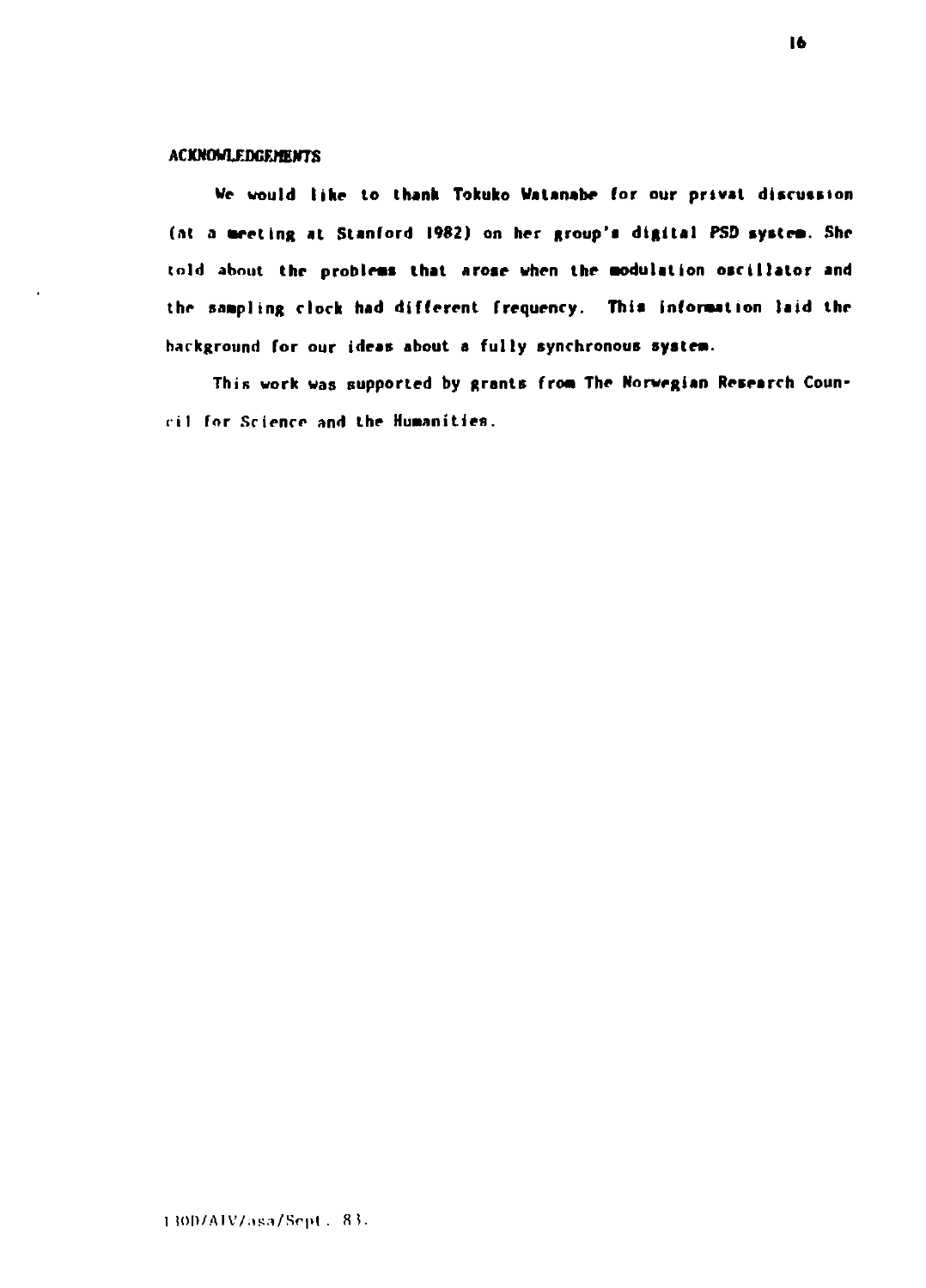## ACKNOWLEDGEMENTS

We would like to thank Tokuko Watanabe for our privat discussion (at a meeting at Stanford 1982) on her group's digital PSD system. She told about the problems that arose when the modulation oscillator and the sampling clock had different frequency. This information laid the background for our ideas about a fully synchronous system.

This work was supported by grants from The Norwegian Research Council for Science and the Humanities.

130D/AIV/asa/Sept. 83.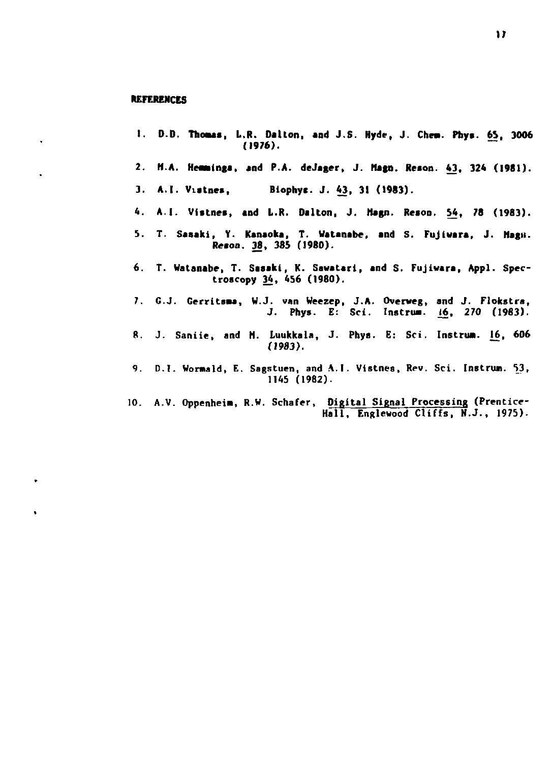**REFERENCES**

1. D.D. Thomas, L.R. Dalton, and J.S. Hyde, J. Chem. Phys. 65, 3006 (1976).

2. M.A. Hemminga, and P.A. deJager, J. Magn. Reson. 43, 324 (1981).

3. A.I. Vistnes, Biophys. J. 43, 31 (1983).

4. A.I. Vistnes, and L.R. Dalton, J. Magn. Reson. 54, 78 (1983).

5. T. Sasaki, Y. Kanaoka, T. Watanabe, and S. Fujiwara, J. Magn. Reson. 38, 385 (1980).

6. T. Watanabe, T. Sasaki, K. Sawatari, and S. Fujiwara, Appl. Spectroscopy 34, 456 (1980).

7. G.J. Gerritsma, W.J. van Weezep, J.A. Overweg, and J. Flokstra, J. Phys. E: Sci. Instrum. 16, 270 (1983).

8. J. Saniie, and M. Luukkala, J. Phys. E: Sci. Instrum. 16, 606 (1983).

9. D.I. Wormald, E. Sagstuen, and A.I. Vistnes, Rev. Sci. Instrum. 53, 1145 (1982).

10. A.V. Oppenheim, R.W. Schafer, Digital Signal Processing (Prentice-Hall, Englewood Cliffs, N.J., 1975).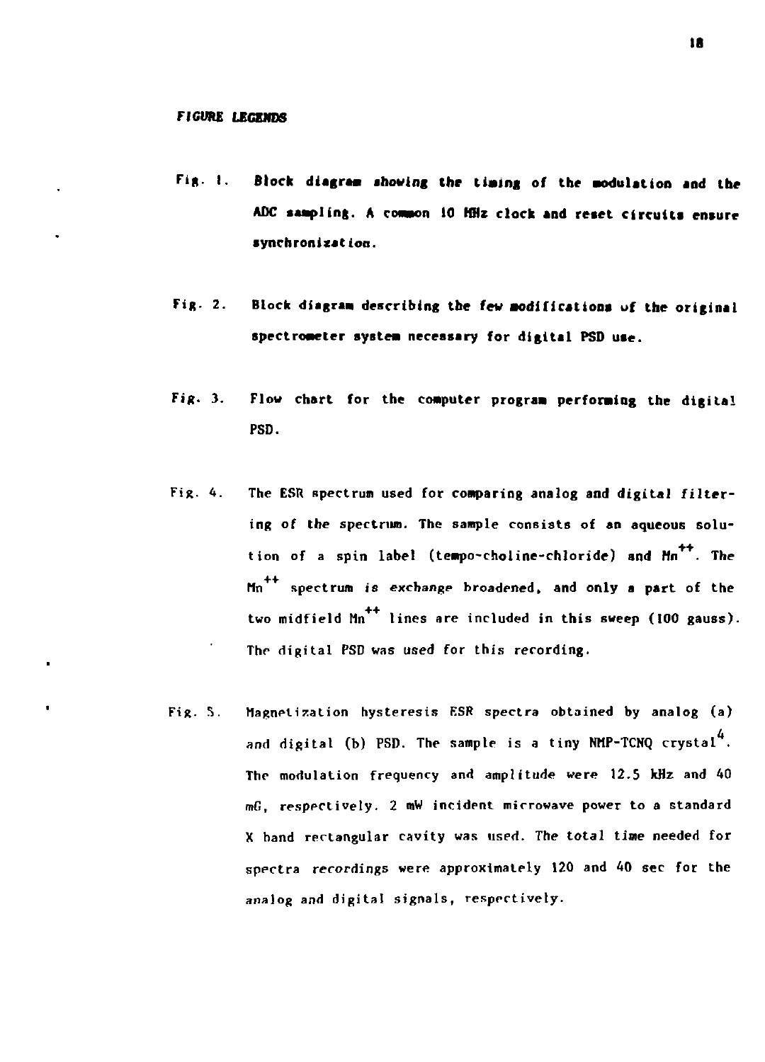## *FIGURE LEGENDS*

Fig. 1. **Block diagram showing the timing of the modulation and the ADC sampling. A common 10 MHz clock and reset circuits ensure synchronization.**

Fig. 2. Block diagram describing the few modifications of the original spectrometer system necessary for digital PSD use.

Fig. 3. Flow chart for the computer program performing the digital PSD.

Fig. 4. The ESR spectrum used for comparing analog and digital filtering of the spectrum. The sample consists of an aqueous solution of a spin label (tempo-choline-chloride) and $Mn^{++}$. The $Mn^{++}$ spectrum is exchange broadened, and only a part of the two midfield $Mn^{++}$ lines are included in this sweep (100 gauss). The digital PSD was used for this recording.

Fig. 5. Magnetization hysteresis ESR spectra obtained by analog (a) and digital (b) PSD. The sample is a tiny NMP-TCNQ crystal[4]. The modulation frequency and amplitude were 12.5 kHz and 40 mG, respectively. 2 mW incident microwave power to a standard X band rectangular cavity was used. The total time needed for spectra recordings were approximately 120 and 40 sec for the analog and digital signals, respectively.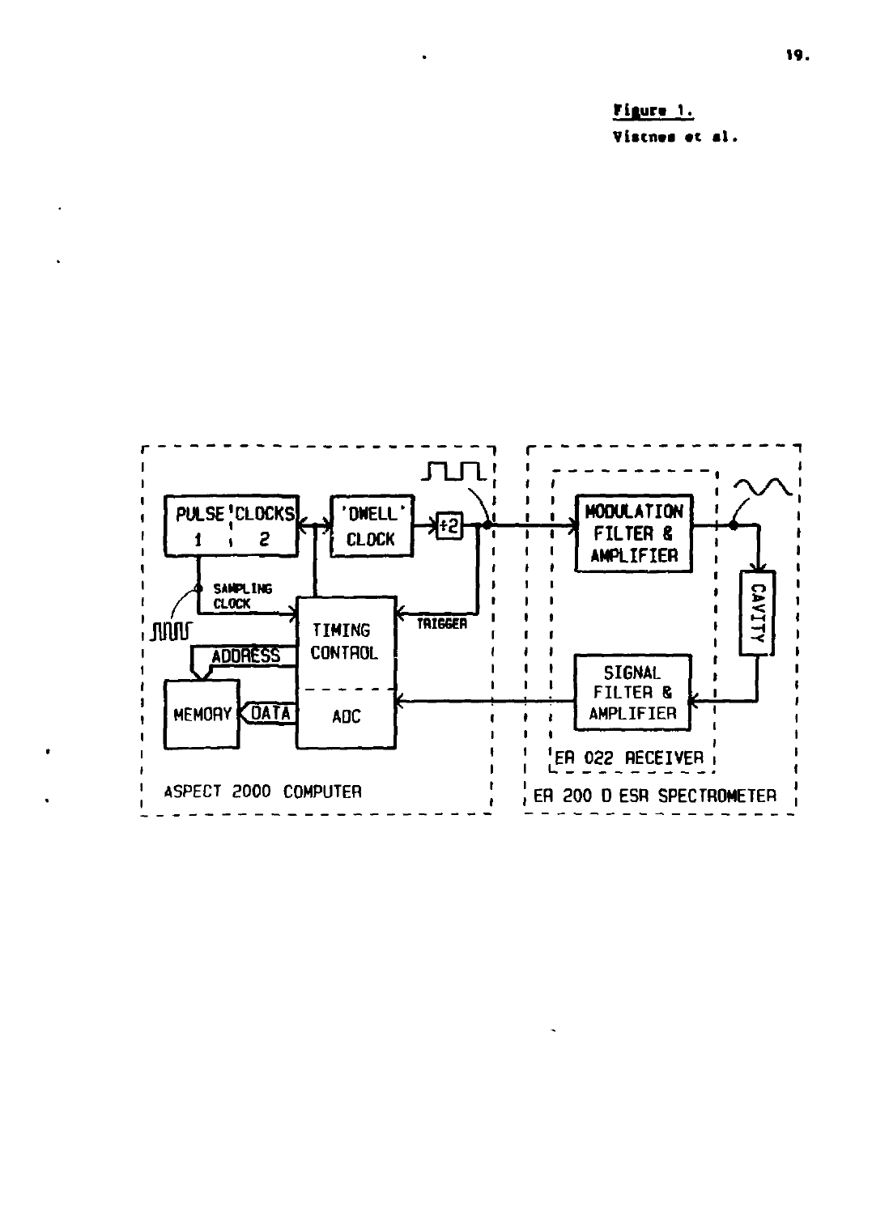**Figure 1.**

Viscnes et al.

PULSE CLOCKS 1 2

'DWELL' CLOCK

÷2

MODULATION FILTER & AMPLIFIER

CAVITY

SAMPLING CLOCK

TIMING CONTROL

TRIGGER

ADDRESS

MEMORY

DATA

ADC

SIGNAL FILTER & AMPLIFIER

ER 022 RECEIVER

ASPECT 2000 COMPUTER

ER 200 D ESR SPECTROMETER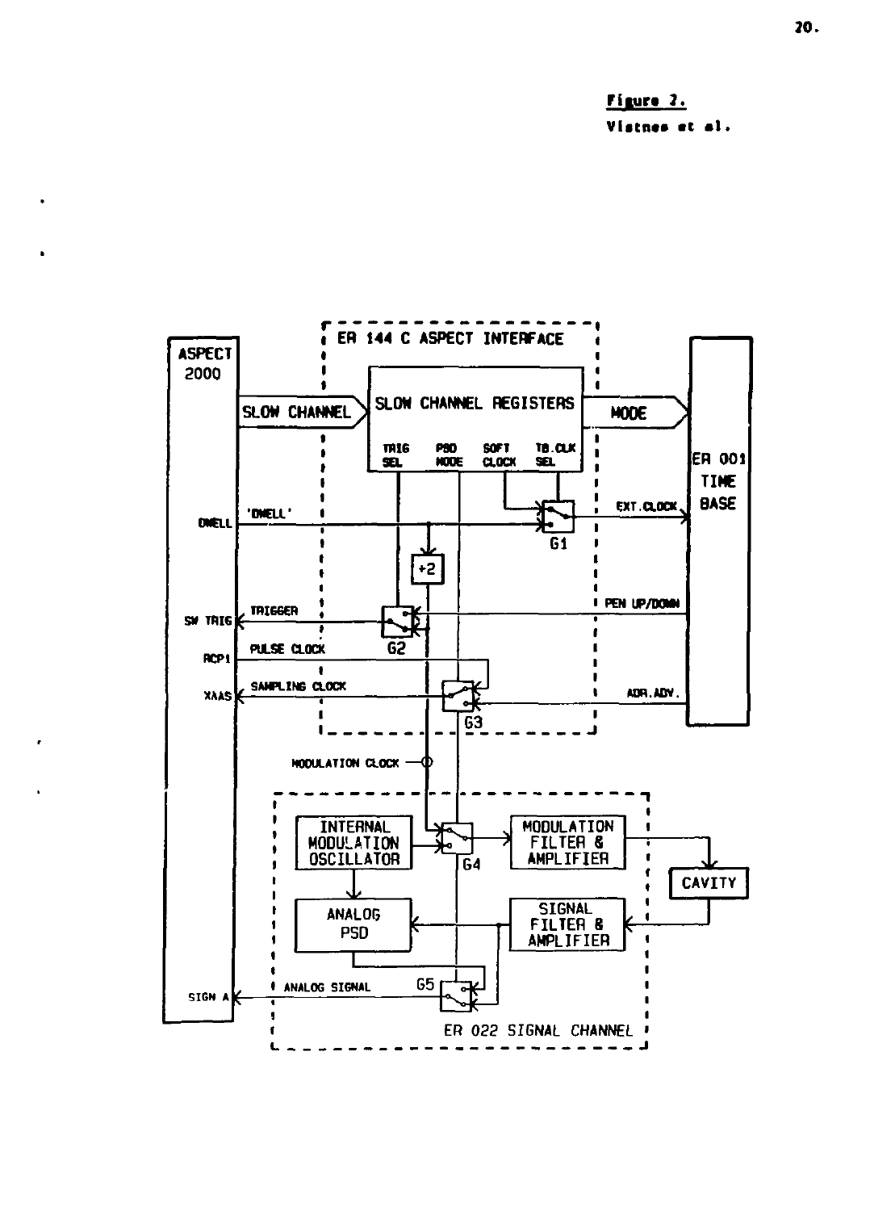**Figure 2.**

Vistnes et al.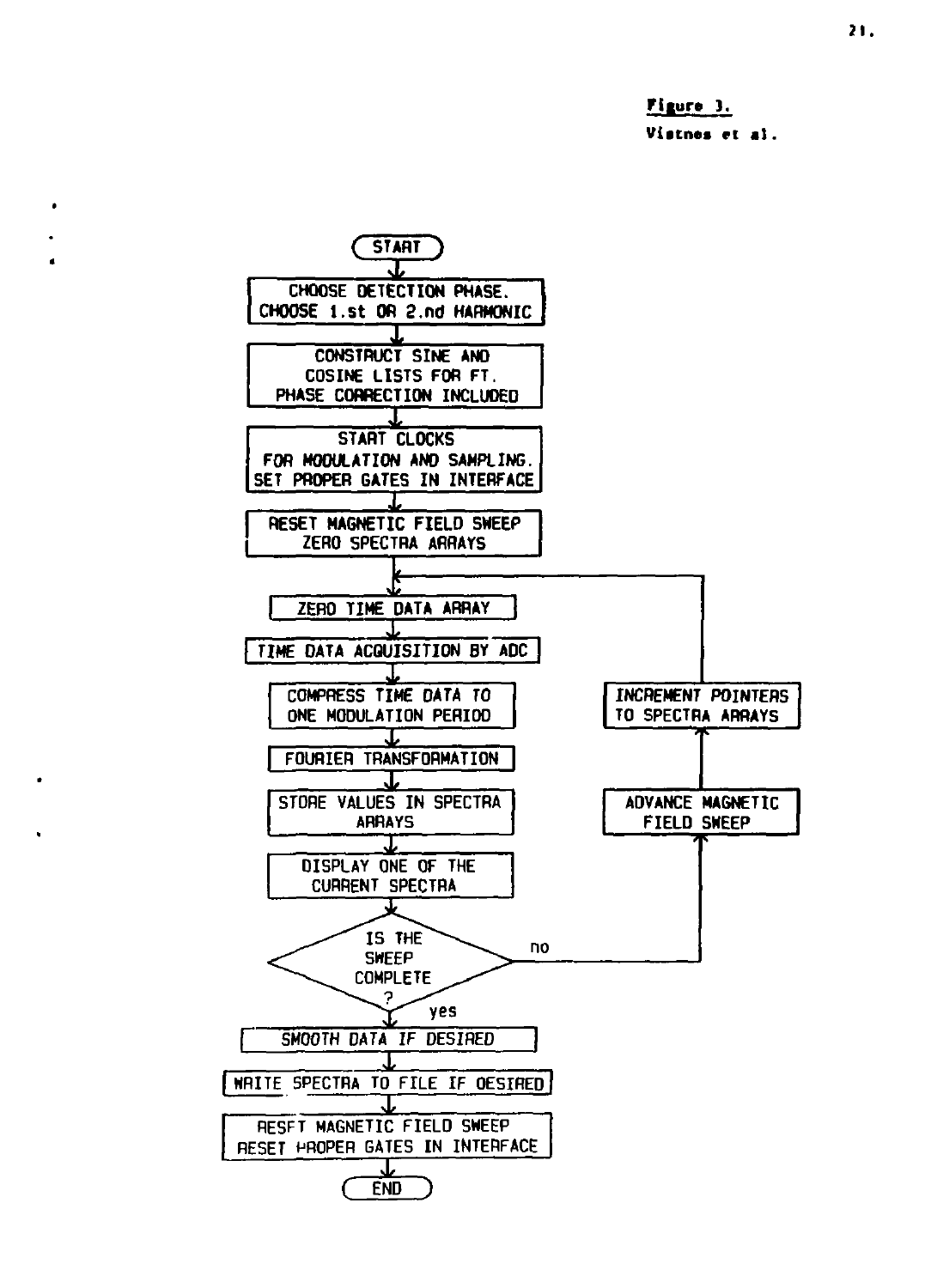**Figure 3.**
**Vistnes et al.**

START

CHOOSE DETECTION PHASE.
CHOOSE 1.st OR 2.nd HARMONIC

CONSTRUCT SINE AND
COSINE LISTS FOR FT.
PHASE CORRECTION INCLUDED

START CLOCKS
FOR MODULATION AND SAMPLING.
SET PROPER GATES IN INTERFACE

RESET MAGNETIC FIELD SWEEP
ZERO SPECTRA ARRAYS

ZERO TIME DATA ARRAY

TIME DATA ACQUISITION BY ADC

COMPRESS TIME DATA TO
ONE MODULATION PERIOD

FOURIER TRANSFORMATION

STORE VALUES IN SPECTRA
ARRAYS

DISPLAY ONE OF THE
CURRENT SPECTRA

IS THE
SWEEP
COMPLETE
?

no → ADVANCE MAGNETIC
FIELD SWEEP → INCREMENT POINTERS
TO SPECTRA ARRAYS → (return to ZERO TIME DATA ARRAY)

yes

SMOOTH DATA IF DESIRED

WRITE SPECTRA TO FILE IF DESIRED

RESET MAGNETIC FIELD SWEEP
RESET PROPER GATES IN INTERFACE

END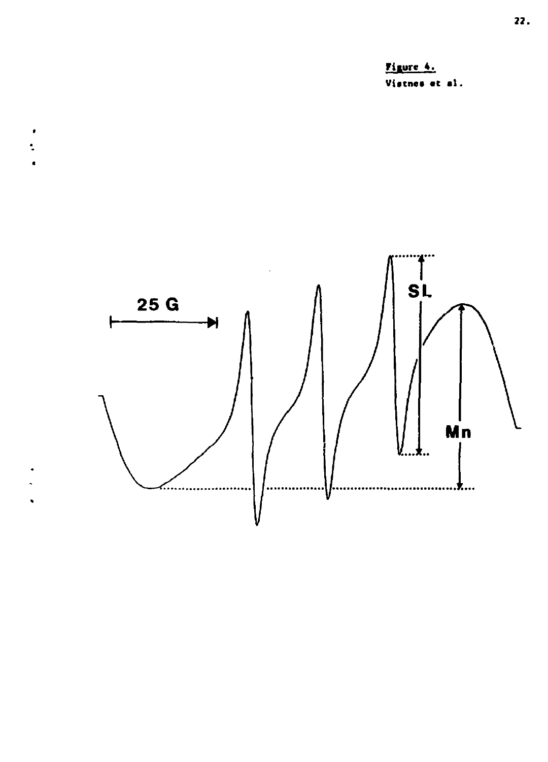**Figure 4.**
Vistnes et al.

25 G

SL

Mn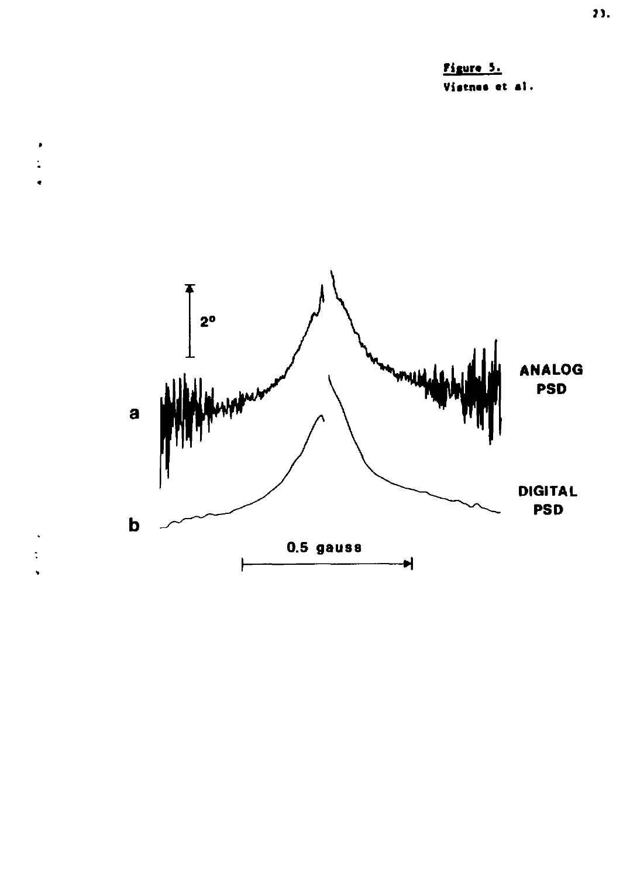**Figure 5.**
Vistnes et al.

2°

a

ANALOG
PSD

b

DIGITAL
PSD

0.5 gauss